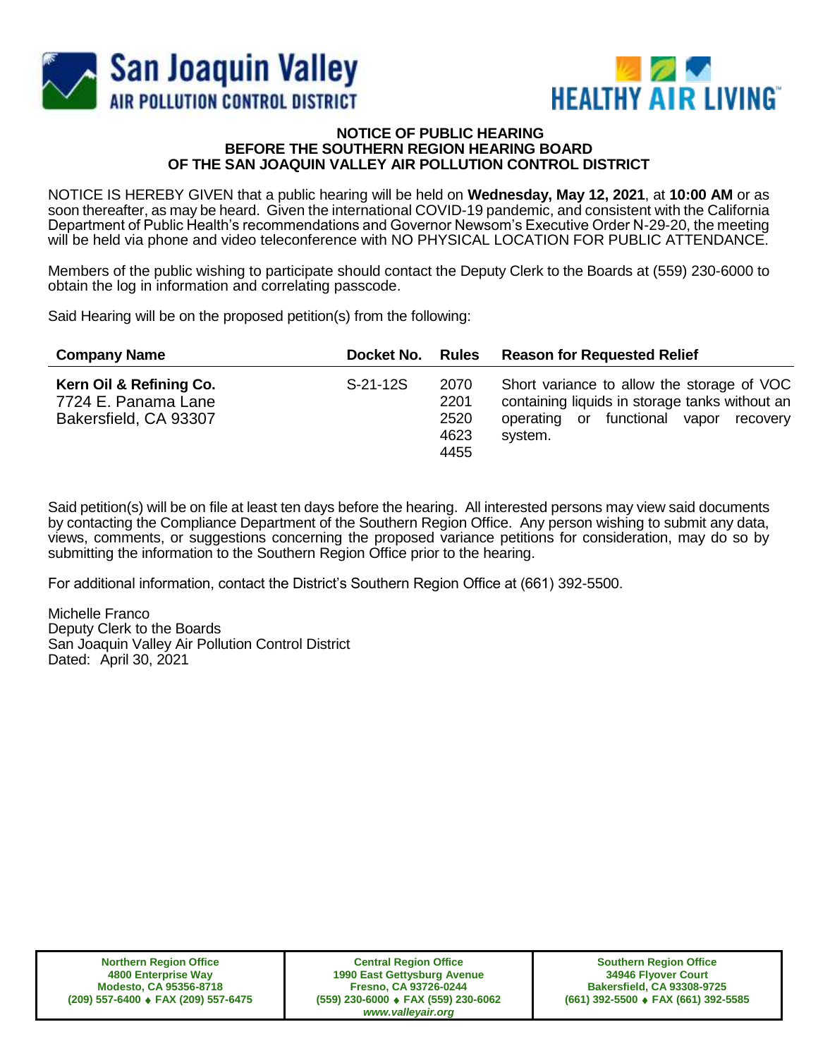San Joaquin Valley
AIR POLLUTION CONTROL DISTRICT

HEALTHY AIR LIVING™

**NOTICE OF PUBLIC HEARING**
**BEFORE THE SOUTHERN REGION HEARING BOARD**
**OF THE SAN JOAQUIN VALLEY AIR POLLUTION CONTROL DISTRICT**

NOTICE IS HEREBY GIVEN that a public hearing will be held on **Wednesday, May 12, 2021**, at **10:00 AM** or as soon thereafter, as may be heard. Given the international COVID-19 pandemic, and consistent with the California Department of Public Health's recommendations and Governor Newsom's Executive Order N-29-20, the meeting will be held via phone and video teleconference with NO PHYSICAL LOCATION FOR PUBLIC ATTENDANCE.

Members of the public wishing to participate should contact the Deputy Clerk to the Boards at (559) 230-6000 to obtain the log in information and correlating passcode.

Said Hearing will be on the proposed petition(s) from the following:

| Company Name | Docket No. | Rules | Reason for Requested Relief |
|---|---|---|---|
| **Kern Oil & Refining Co.**<br>7724 E. Panama Lane<br>Bakersfield, CA 93307 | S-21-12S | 2070<br>2201<br>2520<br>4623<br>4455 | Short variance to allow the storage of VOC containing liquids in storage tanks without an operating or functional vapor recovery system. |

Said petition(s) will be on file at least ten days before the hearing. All interested persons may view said documents by contacting the Compliance Department of the Southern Region Office. Any person wishing to submit any data, views, comments, or suggestions concerning the proposed variance petitions for consideration, may do so by submitting the information to the Southern Region Office prior to the hearing.

For additional information, contact the District's Southern Region Office at (661) 392-5500.

Michelle Franco
Deputy Clerk to the Boards
San Joaquin Valley Air Pollution Control District
Dated: April 30, 2021

| Northern Region Office | Central Region Office | Southern Region Office |
|---|---|---|
| 4800 Enterprise Way<br>Modesto, CA 95356-8718<br>(209) 557-6400 ♦ FAX (209) 557-6475 | 1990 East Gettysburg Avenue<br>Fresno, CA 93726-0244<br>(559) 230-6000 ♦ FAX (559) 230-6062<br>*www.valleyair.org* | 34946 Flyover Court<br>Bakersfield, CA 93308-9725<br>(661) 392-5500 ♦ FAX (661) 392-5585 |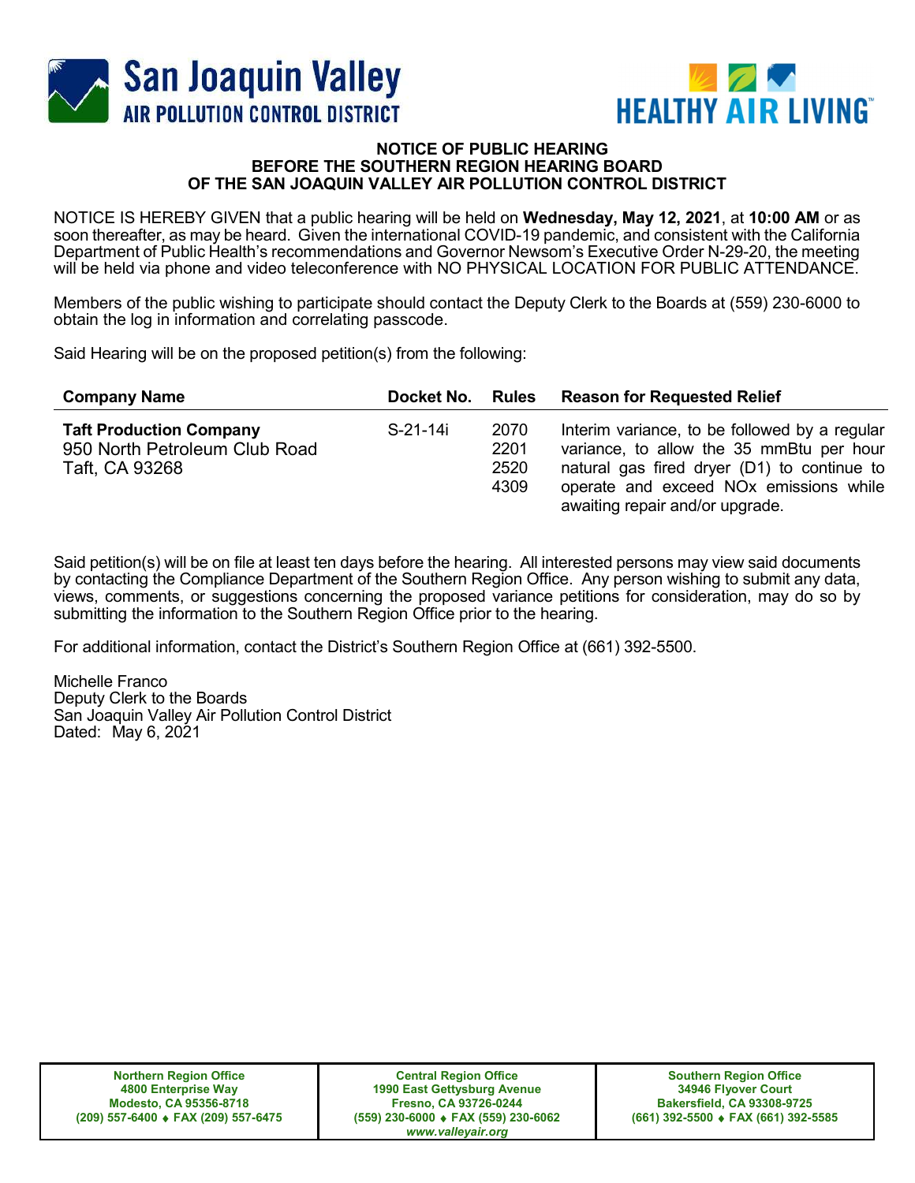**San Joaquin Valley**
**AIR POLLUTION CONTROL DISTRICT**

**HEALTHY AIR LIVING™**

**NOTICE OF PUBLIC HEARING**
**BEFORE THE SOUTHERN REGION HEARING BOARD**
**OF THE SAN JOAQUIN VALLEY AIR POLLUTION CONTROL DISTRICT**

NOTICE IS HEREBY GIVEN that a public hearing will be held on **Wednesday, May 12, 2021**, at **10:00 AM** or as soon thereafter, as may be heard. Given the international COVID-19 pandemic, and consistent with the California Department of Public Health's recommendations and Governor Newsom's Executive Order N-29-20, the meeting will be held via phone and video teleconference with NO PHYSICAL LOCATION FOR PUBLIC ATTENDANCE.

Members of the public wishing to participate should contact the Deputy Clerk to the Boards at (559) 230-6000 to obtain the log in information and correlating passcode.

Said Hearing will be on the proposed petition(s) from the following:

| Company Name | Docket No. | Rules | Reason for Requested Relief |
|---|---|---|---|
| **Taft Production Company**<br>950 North Petroleum Club Road<br>Taft, CA 93268 | S-21-14i | 2070<br>2201<br>2520<br>4309 | Interim variance, to be followed by a regular variance, to allow the 35 mmBtu per hour natural gas fired dryer (D1) to continue to operate and exceed NOx emissions while awaiting repair and/or upgrade. |

Said petition(s) will be on file at least ten days before the hearing. All interested persons may view said documents by contacting the Compliance Department of the Southern Region Office. Any person wishing to submit any data, views, comments, or suggestions concerning the proposed variance petitions for consideration, may do so by submitting the information to the Southern Region Office prior to the hearing.

For additional information, contact the District's Southern Region Office at (661) 392-5500.

Michelle Franco
Deputy Clerk to the Boards
San Joaquin Valley Air Pollution Control District
Dated: May 6, 2021

| Northern Region Office | Central Region Office | Southern Region Office |
|---|---|---|
| 4800 Enterprise Way<br>Modesto, CA 95356-8718<br>(209) 557-6400 ♦ FAX (209) 557-6475 | 1990 East Gettysburg Avenue<br>Fresno, CA 93726-0244<br>(559) 230-6000 ♦ FAX (559) 230-6062<br>*www.valleyair.org* | 34946 Flyover Court<br>Bakersfield, CA 93308-9725<br>(661) 392-5500 ♦ FAX (661) 392-5585 |